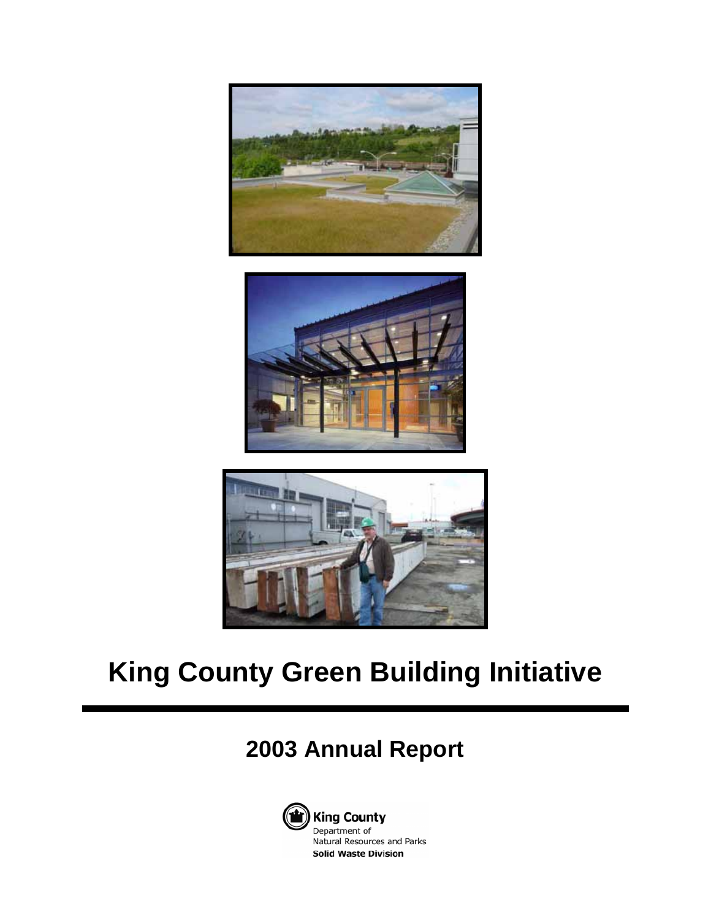# King County Green Building Initiative

## 2003 Annual Report

King County
Department of
Natural Resources and Parks
**Solid Waste Division**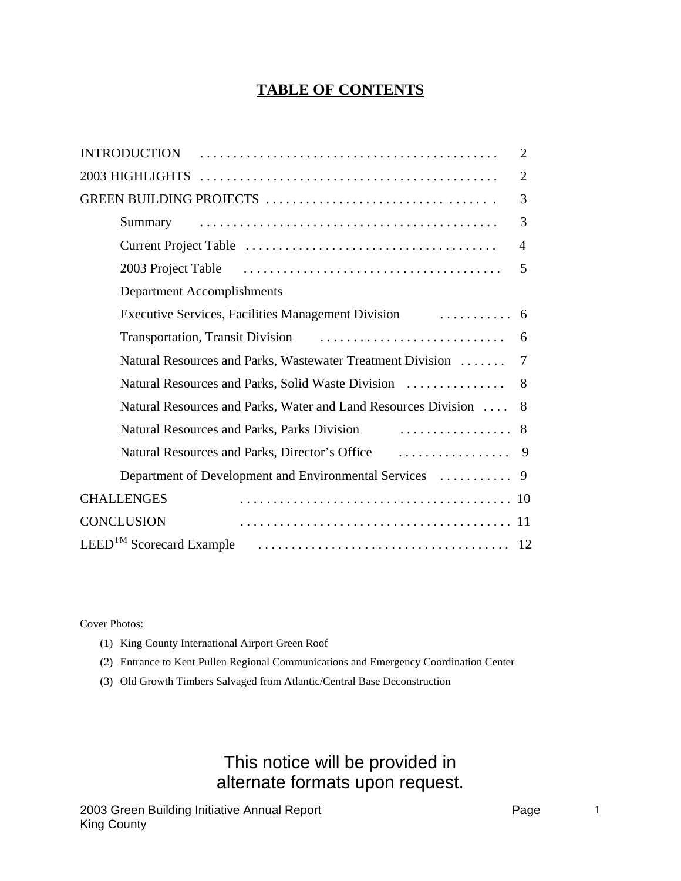# TABLE OF CONTENTS

| | |
|---|---|
| INTRODUCTION | 2 |
| 2003 HIGHLIGHTS | 2 |
| GREEN BUILDING PROJECTS | 3 |
| &nbsp;&nbsp;&nbsp;&nbsp;Summary | 3 |
| &nbsp;&nbsp;&nbsp;&nbsp;Current Project Table | 4 |
| &nbsp;&nbsp;&nbsp;&nbsp;2003 Project Table | 5 |
| &nbsp;&nbsp;&nbsp;&nbsp;Department Accomplishments | |
| &nbsp;&nbsp;&nbsp;&nbsp;Executive Services, Facilities Management Division | 6 |
| &nbsp;&nbsp;&nbsp;&nbsp;Transportation, Transit Division | 6 |
| &nbsp;&nbsp;&nbsp;&nbsp;Natural Resources and Parks, Wastewater Treatment Division | 7 |
| &nbsp;&nbsp;&nbsp;&nbsp;Natural Resources and Parks, Solid Waste Division | 8 |
| &nbsp;&nbsp;&nbsp;&nbsp;Natural Resources and Parks, Water and Land Resources Division | 8 |
| &nbsp;&nbsp;&nbsp;&nbsp;Natural Resources and Parks, Parks Division | 8 |
| &nbsp;&nbsp;&nbsp;&nbsp;Natural Resources and Parks, Director's Office | 9 |
| &nbsp;&nbsp;&nbsp;&nbsp;Department of Development and Environmental Services | 9 |
| CHALLENGES | 10 |
| CONCLUSION | 11 |
| LEED™ Scorecard Example | 12 |

Cover Photos:

1. King County International Airport Green Roof
2. Entrance to Kent Pullen Regional Communications and Emergency Coordination Center
3. Old Growth Timbers Salvaged from Atlantic/Central Base Deconstruction

This notice will be provided in alternate formats upon request.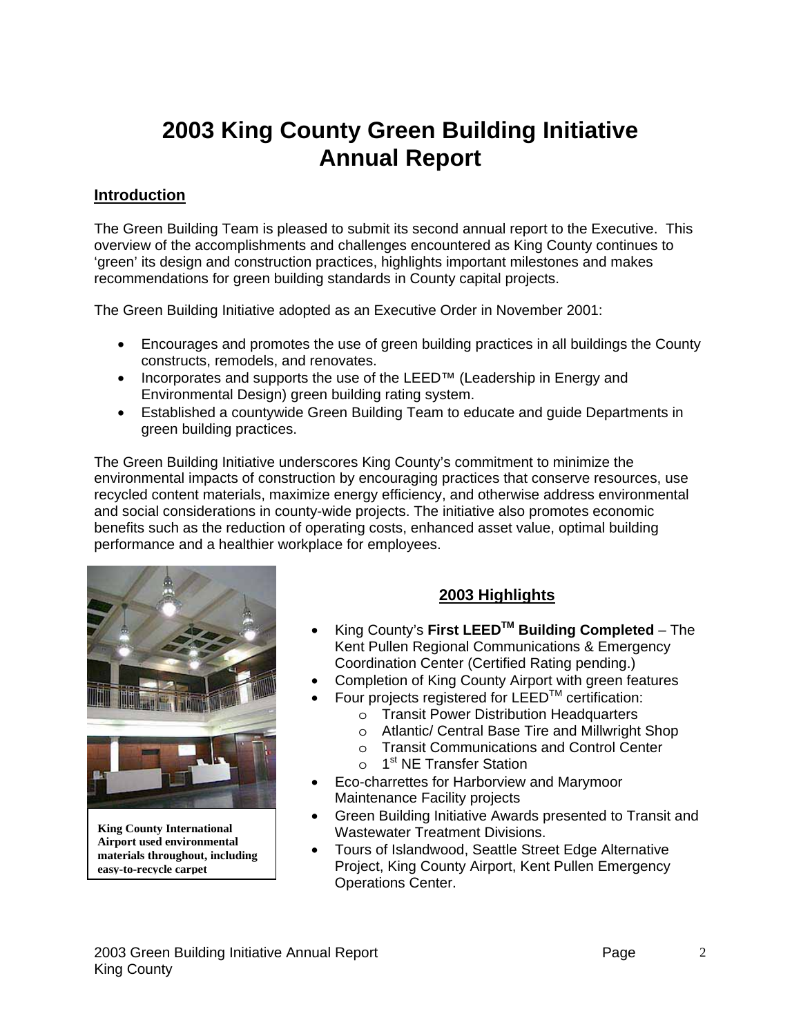# 2003 King County Green Building Initiative Annual Report

## Introduction

The Green Building Team is pleased to submit its second annual report to the Executive. This overview of the accomplishments and challenges encountered as King County continues to 'green' its design and construction practices, highlights important milestones and makes recommendations for green building standards in County capital projects.

The Green Building Initiative adopted as an Executive Order in November 2001:

- Encourages and promotes the use of green building practices in all buildings the County constructs, remodels, and renovates.
- Incorporates and supports the use of the LEED™ (Leadership in Energy and Environmental Design) green building rating system.
- Established a countywide Green Building Team to educate and guide Departments in green building practices.

The Green Building Initiative underscores King County's commitment to minimize the environmental impacts of construction by encouraging practices that conserve resources, use recycled content materials, maximize energy efficiency, and otherwise address environmental and social considerations in county-wide projects. The initiative also promotes economic benefits such as the reduction of operating costs, enhanced asset value, optimal building performance and a healthier workplace for employees.

**King County International Airport used environmental materials throughout, including easy-to-recycle carpet**

## 2003 Highlights

- King County's **First LEED™ Building Completed** – The Kent Pullen Regional Communications & Emergency Coordination Center (Certified Rating pending.)
- Completion of King County Airport with green features
- Four projects registered for LEED™ certification:
    - Transit Power Distribution Headquarters
    - Atlantic/ Central Base Tire and Millwright Shop
    - Transit Communications and Control Center
    - 1st NE Transfer Station
- Eco-charrettes for Harborview and Marymoor Maintenance Facility projects
- Green Building Initiative Awards presented to Transit and Wastewater Treatment Divisions.
- Tours of Islandwood, Seattle Street Edge Alternative Project, King County Airport, Kent Pullen Emergency Operations Center.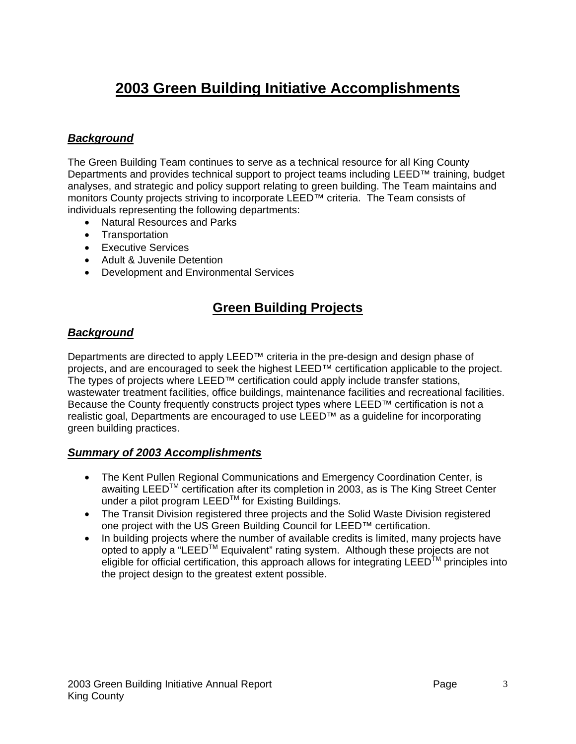# 2003 Green Building Initiative Accomplishments

### *Background*

The Green Building Team continues to serve as a technical resource for all King County Departments and provides technical support to project teams including LEED™ training, budget analyses, and strategic and policy support relating to green building. The Team maintains and monitors County projects striving to incorporate LEED™ criteria. The Team consists of individuals representing the following departments:

- Natural Resources and Parks
- Transportation
- Executive Services
- Adult & Juvenile Detention
- Development and Environmental Services

## Green Building Projects

### *Background*

Departments are directed to apply LEED™ criteria in the pre-design and design phase of projects, and are encouraged to seek the highest LEED™ certification applicable to the project. The types of projects where LEED™ certification could apply include transfer stations, wastewater treatment facilities, office buildings, maintenance facilities and recreational facilities. Because the County frequently constructs project types where LEED™ certification is not a realistic goal, Departments are encouraged to use LEED™ as a guideline for incorporating green building practices.

### *Summary of 2003 Accomplishments*

- The Kent Pullen Regional Communications and Emergency Coordination Center, is awaiting LEED™ certification after its completion in 2003, as is The King Street Center under a pilot program LEED™ for Existing Buildings.
- The Transit Division registered three projects and the Solid Waste Division registered one project with the US Green Building Council for LEED™ certification.
- In building projects where the number of available credits is limited, many projects have opted to apply a "LEED™ Equivalent" rating system. Although these projects are not eligible for official certification, this approach allows for integrating LEED™ principles into the project design to the greatest extent possible.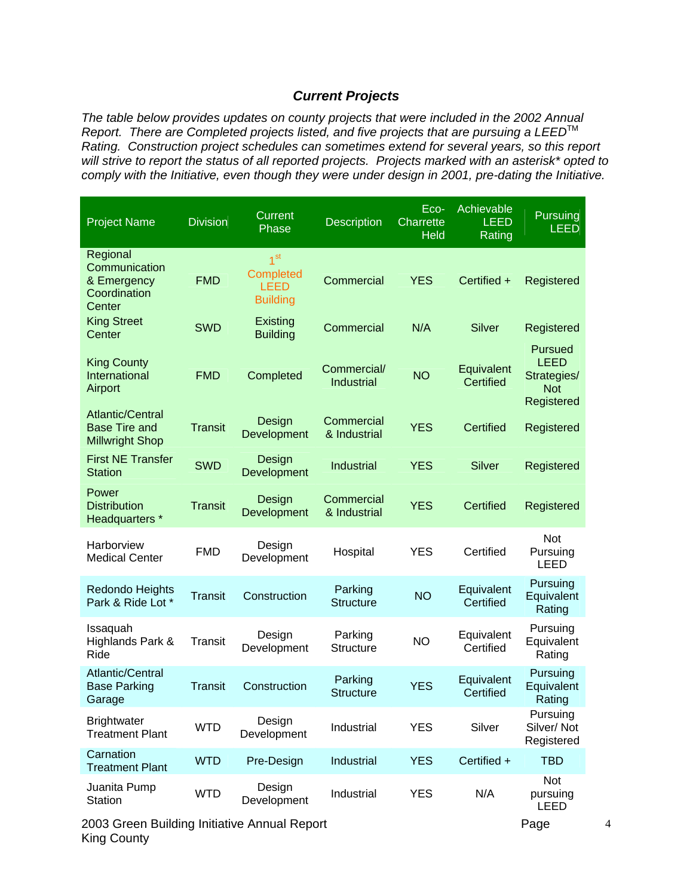### *Current Projects*

*The table below provides updates on county projects that were included in the 2002 Annual Report. There are Completed projects listed, and five projects that are pursuing a LEED™ Rating. Construction project schedules can sometimes extend for several years, so this report will strive to report the status of all reported projects. Projects marked with an asterisk* opted to comply with the Initiative, even though they were under design in 2001, pre-dating the Initiative.*

| Project Name | Division | Current Phase | Description | Eco-Charrette Held | Achievable LEED Rating | Pursuing LEED |
|---|---|---|---|---|---|---|
| Regional Communication & Emergency Coordination Center | FMD | 1st Completed LEED Building | Commercial | YES | Certified + | Registered |
| King Street Center | SWD | Existing Building | Commercial | N/A | Silver | Registered |
| King County International Airport | FMD | Completed | Commercial/ Industrial | NO | Equivalent Certified | Pursued LEED Strategies/ Not Registered |
| Atlantic/Central Base Tire and Millwright Shop | Transit | Design Development | Commercial & Industrial | YES | Certified | Registered |
| First NE Transfer Station | SWD | Design Development | Industrial | YES | Silver | Registered |
| Power Distribution Headquarters * | Transit | Design Development | Commercial & Industrial | YES | Certified | Registered |
| Harborview Medical Center | FMD | Design Development | Hospital | YES | Certified | Not Pursuing LEED |
| Redondo Heights Park & Ride Lot * | Transit | Construction | Parking Structure | NO | Equivalent Certified | Pursuing Equivalent Rating |
| Issaquah Highlands Park & Ride | Transit | Design Development | Parking Structure | NO | Equivalent Certified | Pursuing Equivalent Rating |
| Atlantic/Central Base Parking Garage | Transit | Construction | Parking Structure | YES | Equivalent Certified | Pursuing Equivalent Rating |
| Brightwater Treatment Plant | WTD | Design Development | Industrial | YES | Silver | Pursuing Silver/ Not Registered |
| Carnation Treatment Plant | WTD | Pre-Design | Industrial | YES | Certified + | TBD |
| Juanita Pump Station | WTD | Design Development | Industrial | YES | N/A | Not pursuing LEED |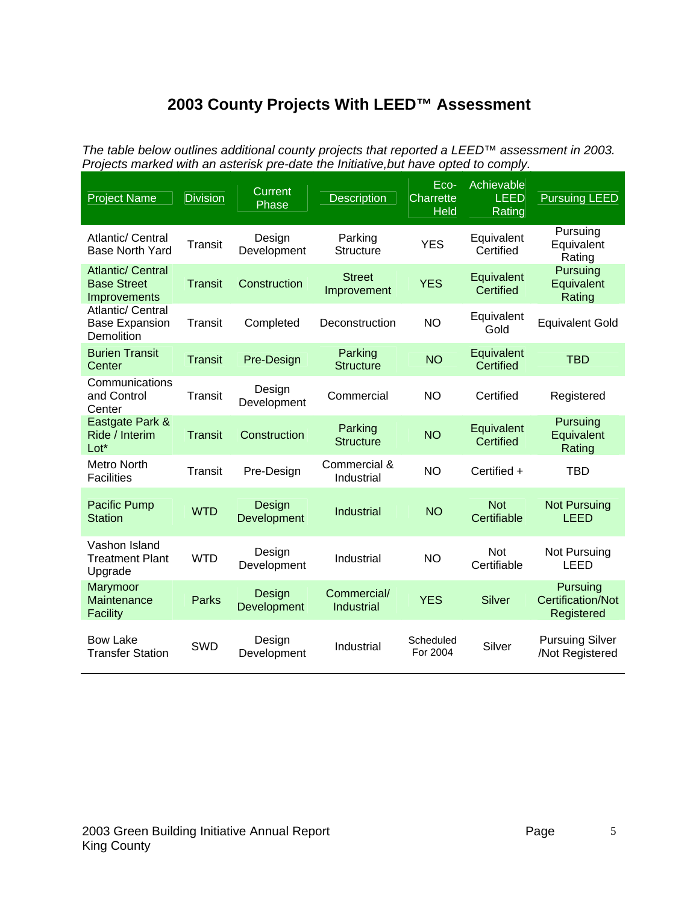# 2003 County Projects With LEED™ Assessment

*The table below outlines additional county projects that reported a LEED™ assessment in 2003. Projects marked with an asterisk pre-date the Initiative,but have opted to comply.*

| Project Name | Division | Current Phase | Description | Eco-Charrette Held | Achievable LEED Rating | Pursuing LEED |
|---|---|---|---|---|---|---|
| Atlantic/ Central Base North Yard | Transit | Design Development | Parking Structure | YES | Equivalent Certified | Pursuing Equivalent Rating |
| Atlantic/ Central Base Street Improvements | Transit | Construction | Street Improvement | YES | Equivalent Certified | Pursuing Equivalent Rating |
| Atlantic/ Central Base Expansion Demolition | Transit | Completed | Deconstruction | NO | Equivalent Gold | Equivalent Gold |
| Burien Transit Center | Transit | Pre-Design | Parking Structure | NO | Equivalent Certified | TBD |
| Communications and Control Center | Transit | Design Development | Commercial | NO | Certified | Registered |
| Eastgate Park & Ride / Interim Lot* | Transit | Construction | Parking Structure | NO | Equivalent Certified | Pursuing Equivalent Rating |
| Metro North Facilities | Transit | Pre-Design | Commercial & Industrial | NO | Certified + | TBD |
| Pacific Pump Station | WTD | Design Development | Industrial | NO | Not Certifiable | Not Pursuing LEED |
| Vashon Island Treatment Plant Upgrade | WTD | Design Development | Industrial | NO | Not Certifiable | Not Pursuing LEED |
| Marymoor Maintenance Facility | Parks | Design Development | Commercial/ Industrial | YES | Silver | Pursuing Certification/Not Registered |
| Bow Lake Transfer Station | SWD | Design Development | Industrial | Scheduled For 2004 | Silver | Pursuing Silver /Not Registered |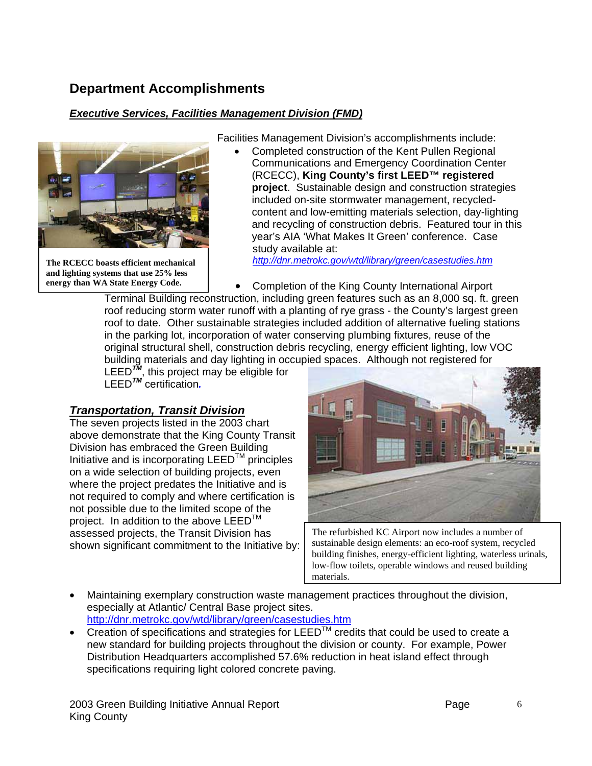## Department Accomplishments

### ***Executive Services, Facilities Management Division (FMD)***

Facilities Management Division's accomplishments include:

- Completed construction of the Kent Pullen Regional Communications and Emergency Coordination Center (RCECC), **King County's first LEED™ registered project**. Sustainable design and construction strategies included on-site stormwater management, recycled-content and low-emitting materials selection, day-lighting and recycling of construction debris. Featured tour in this year's AIA 'What Makes It Green' conference. Case study available at: http://dnr.metrokc.gov/wtd/library/green/casestudies.htm

**The RCECC boasts efficient mechanical and lighting systems that use 25% less energy than WA State Energy Code.**

- Completion of the King County International Airport Terminal Building reconstruction, including green features such as an 8,000 sq. ft. green roof reducing storm water runoff with a planting of rye grass - the County's largest green roof to date. Other sustainable strategies included addition of alternative fueling stations in the parking lot, incorporation of water conserving plumbing fixtures, reuse of the original structural shell, construction debris recycling, energy efficient lighting, low VOC building materials and day lighting in occupied spaces. Although not registered for LEED™, this project may be eligible for LEED™ certification.

The refurbished KC Airport now includes a number of sustainable design elements: an eco-roof system, recycled building finishes, energy-efficient lighting, waterless urinals, low-flow toilets, operable windows and reused building materials.

### ***Transportation, Transit Division***

The seven projects listed in the 2003 chart above demonstrate that the King County Transit Division has embraced the Green Building Initiative and is incorporating LEED™ principles on a wide selection of building projects, even where the project predates the Initiative and is not required to comply and where certification is not possible due to the limited scope of the project. In addition to the above LEED™ assessed projects, the Transit Division has shown significant commitment to the Initiative by:

- Maintaining exemplary construction waste management practices throughout the division, especially at Atlantic/ Central Base project sites. http://dnr.metrokc.gov/wtd/library/green/casestudies.htm
- Creation of specifications and strategies for LEED™ credits that could be used to create a new standard for building projects throughout the division or county. For example, Power Distribution Headquarters accomplished 57.6% reduction in heat island effect through specifications requiring light colored concrete paving.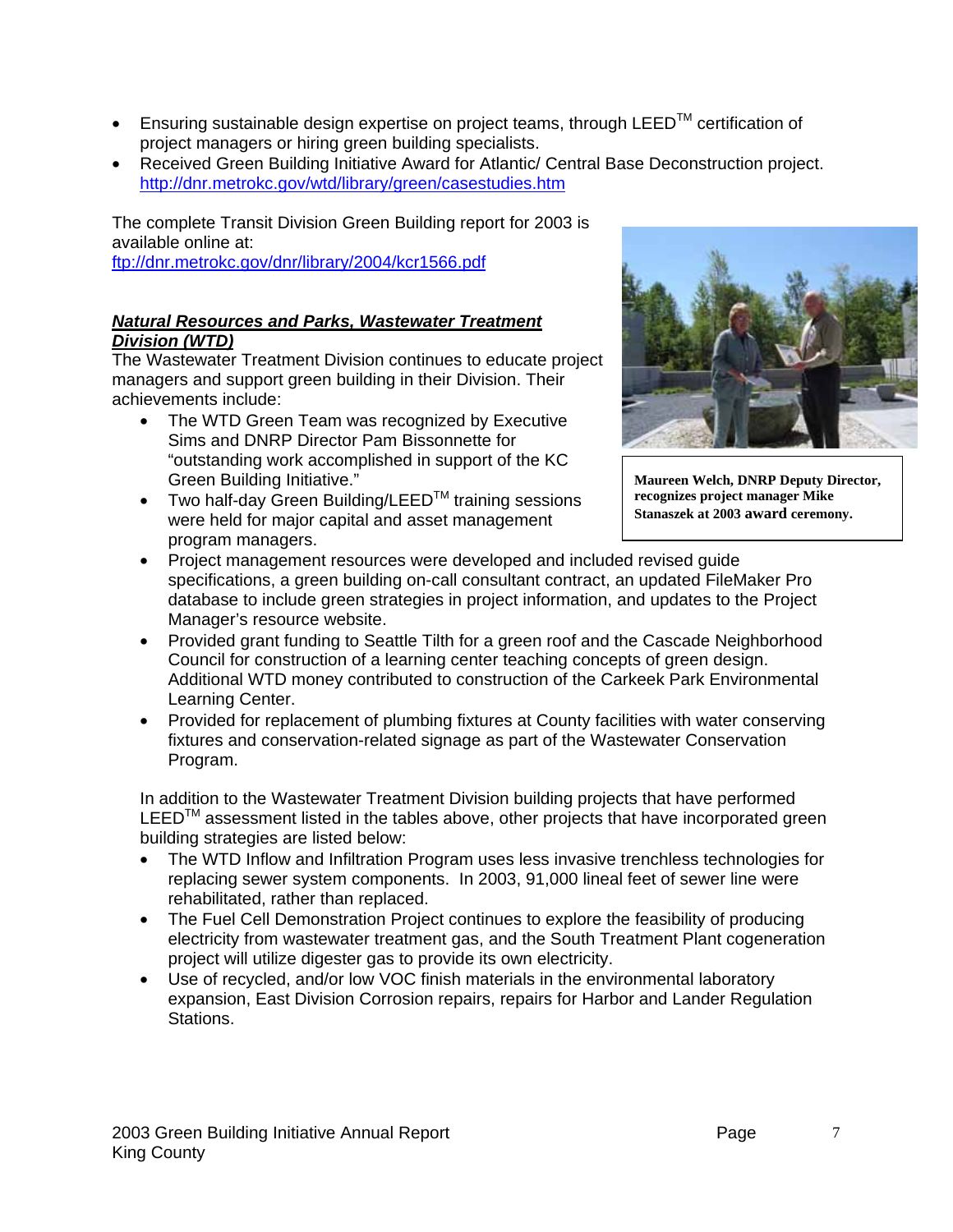- Ensuring sustainable design expertise on project teams, through LEED™ certification of project managers or hiring green building specialists.
- Received Green Building Initiative Award for Atlantic/ Central Base Deconstruction project. http://dnr.metrokc.gov/wtd/library/green/casestudies.htm

The complete Transit Division Green Building report for 2003 is available online at:
ftp://dnr.metrokc.gov/dnr/library/2004/kcr1566.pdf

***Natural Resources and Parks, Wastewater Treatment Division (WTD)***

The Wastewater Treatment Division continues to educate project managers and support green building in their Division. Their achievements include:

- The WTD Green Team was recognized by Executive Sims and DNRP Director Pam Bissonnette for "outstanding work accomplished in support of the KC Green Building Initiative."
- Two half-day Green Building/LEED™ training sessions were held for major capital and asset management program managers.
- Project management resources were developed and included revised guide specifications, a green building on-call consultant contract, an updated FileMaker Pro database to include green strategies in project information, and updates to the Project Manager's resource website.
- Provided grant funding to Seattle Tilth for a green roof and the Cascade Neighborhood Council for construction of a learning center teaching concepts of green design. Additional WTD money contributed to construction of the Carkeek Park Environmental Learning Center.
- Provided for replacement of plumbing fixtures at County facilities with water conserving fixtures and conservation-related signage as part of the Wastewater Conservation Program.

**Maureen Welch, DNRP Deputy Director, recognizes project manager Mike Stanaszek at 2003 award ceremony.**

In addition to the Wastewater Treatment Division building projects that have performed LEED™ assessment listed in the tables above, other projects that have incorporated green building strategies are listed below:

- The WTD Inflow and Infiltration Program uses less invasive trenchless technologies for replacing sewer system components. In 2003, 91,000 lineal feet of sewer line were rehabilitated, rather than replaced.
- The Fuel Cell Demonstration Project continues to explore the feasibility of producing electricity from wastewater treatment gas, and the South Treatment Plant cogeneration project will utilize digester gas to provide its own electricity.
- Use of recycled, and/or low VOC finish materials in the environmental laboratory expansion, East Division Corrosion repairs, repairs for Harbor and Lander Regulation Stations.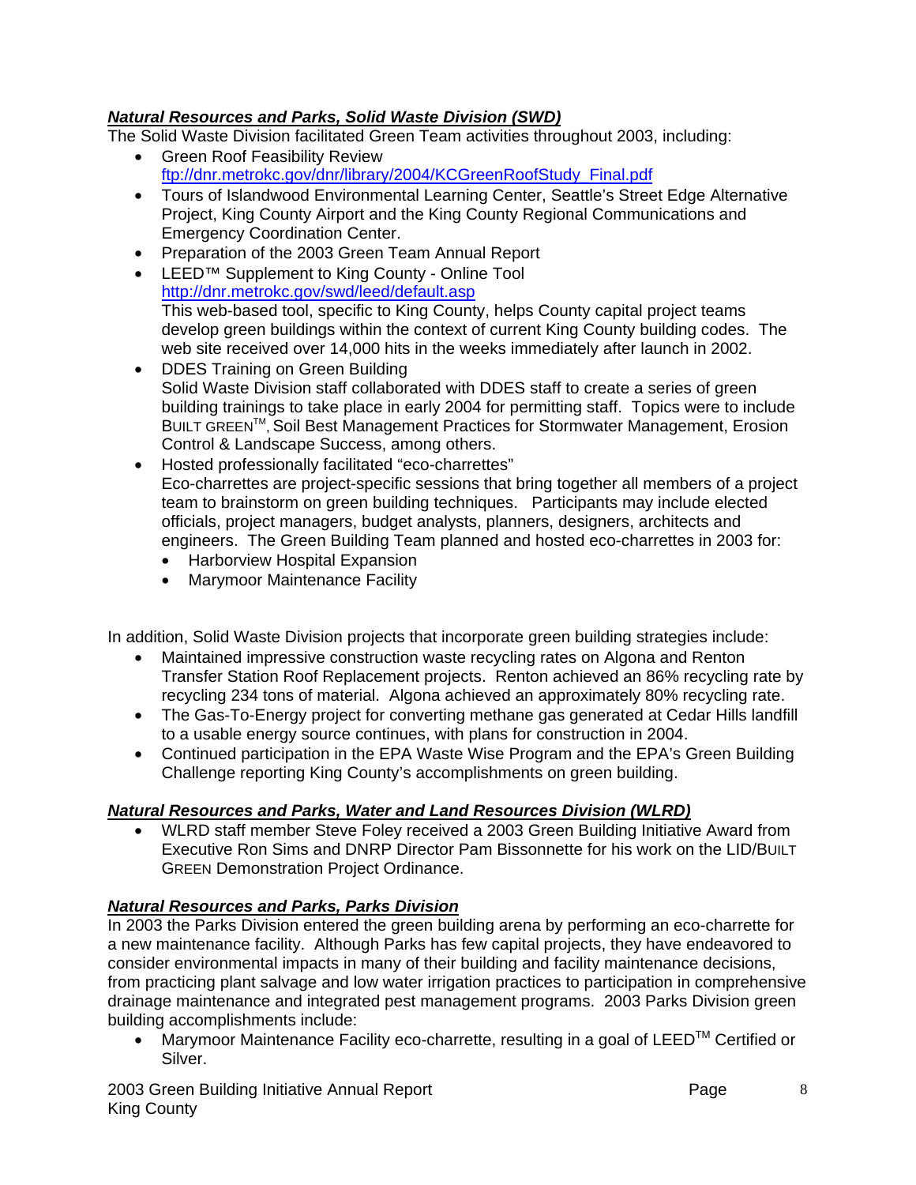### ***Natural Resources and Parks, Solid Waste Division (SWD)***

The Solid Waste Division facilitated Green Team activities throughout 2003, including:

- Green Roof Feasibility Review
  ftp://dnr.metrokc.gov/dnr/library/2004/KCGreenRoofStudy_Final.pdf
- Tours of Islandwood Environmental Learning Center, Seattle's Street Edge Alternative Project, King County Airport and the King County Regional Communications and Emergency Coordination Center.
- Preparation of the 2003 Green Team Annual Report
- LEED™ Supplement to King County - Online Tool
  http://dnr.metrokc.gov/swd/leed/default.asp
  This web-based tool, specific to King County, helps County capital project teams develop green buildings within the context of current King County building codes. The web site received over 14,000 hits in the weeks immediately after launch in 2002.
- DDES Training on Green Building
  Solid Waste Division staff collaborated with DDES staff to create a series of green building trainings to take place in early 2004 for permitting staff. Topics were to include BUILT GREEN™, Soil Best Management Practices for Stormwater Management, Erosion Control & Landscape Success, among others.
- Hosted professionally facilitated "eco-charrettes"
  Eco-charrettes are project-specific sessions that bring together all members of a project team to brainstorm on green building techniques. Participants may include elected officials, project managers, budget analysts, planners, designers, architects and engineers. The Green Building Team planned and hosted eco-charrettes in 2003 for:
  - Harborview Hospital Expansion
  - Marymoor Maintenance Facility

In addition, Solid Waste Division projects that incorporate green building strategies include:

- Maintained impressive construction waste recycling rates on Algona and Renton Transfer Station Roof Replacement projects. Renton achieved an 86% recycling rate by recycling 234 tons of material. Algona achieved an approximately 80% recycling rate.
- The Gas-To-Energy project for converting methane gas generated at Cedar Hills landfill to a usable energy source continues, with plans for construction in 2004.
- Continued participation in the EPA Waste Wise Program and the EPA's Green Building Challenge reporting King County's accomplishments on green building.

### ***Natural Resources and Parks, Water and Land Resources Division (WLRD)***

- WLRD staff member Steve Foley received a 2003 Green Building Initiative Award from Executive Ron Sims and DNRP Director Pam Bissonnette for his work on the LID/BUILT GREEN Demonstration Project Ordinance.

### ***Natural Resources and Parks, Parks Division***

In 2003 the Parks Division entered the green building arena by performing an eco-charrette for a new maintenance facility. Although Parks has few capital projects, they have endeavored to consider environmental impacts in many of their building and facility maintenance decisions, from practicing plant salvage and low water irrigation practices to participation in comprehensive drainage maintenance and integrated pest management programs. 2003 Parks Division green building accomplishments include:

- Marymoor Maintenance Facility eco-charrette, resulting in a goal of LEED™ Certified or Silver.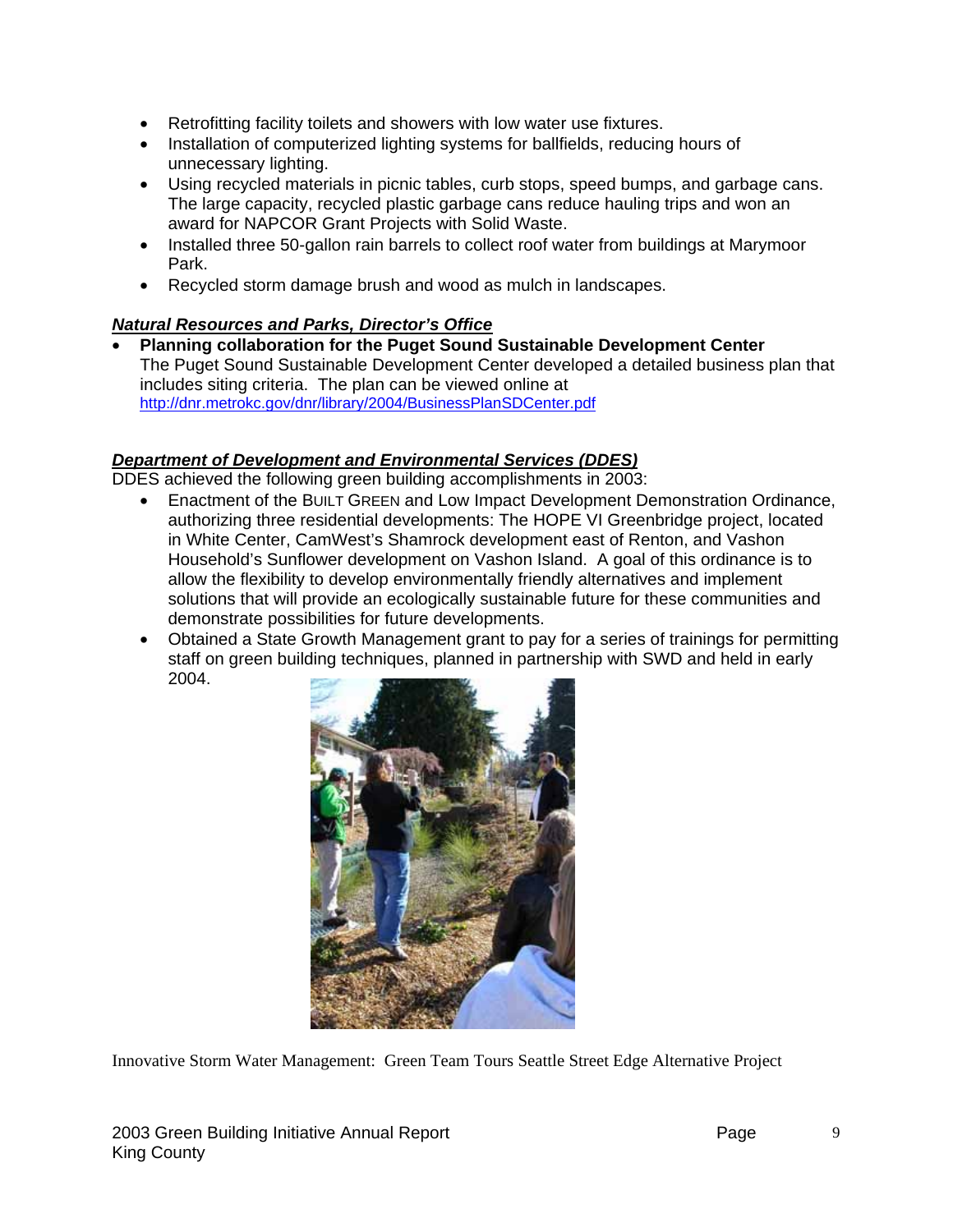- Retrofitting facility toilets and showers with low water use fixtures.
- Installation of computerized lighting systems for ballfields, reducing hours of unnecessary lighting.
- Using recycled materials in picnic tables, curb stops, speed bumps, and garbage cans. The large capacity, recycled plastic garbage cans reduce hauling trips and won an award for NAPCOR Grant Projects with Solid Waste.
- Installed three 50-gallon rain barrels to collect roof water from buildings at Marymoor Park.
- Recycled storm damage brush and wood as mulch in landscapes.

***Natural Resources and Parks, Director's Office***

- **Planning collaboration for the Puget Sound Sustainable Development Center**
  The Puget Sound Sustainable Development Center developed a detailed business plan that includes siting criteria. The plan can be viewed online at http://dnr.metrokc.gov/dnr/library/2004/BusinessPlanSDCenter.pdf

***Department of Development and Environmental Services (DDES)***

DDES achieved the following green building accomplishments in 2003:

- Enactment of the BUILT GREEN and Low Impact Development Demonstration Ordinance, authorizing three residential developments: The HOPE VI Greenbridge project, located in White Center, CamWest's Shamrock development east of Renton, and Vashon Household's Sunflower development on Vashon Island. A goal of this ordinance is to allow the flexibility to develop environmentally friendly alternatives and implement solutions that will provide an ecologically sustainable future for these communities and demonstrate possibilities for future developments.
- Obtained a State Growth Management grant to pay for a series of trainings for permitting staff on green building techniques, planned in partnership with SWD and held in early 2004.

Innovative Storm Water Management: Green Team Tours Seattle Street Edge Alternative Project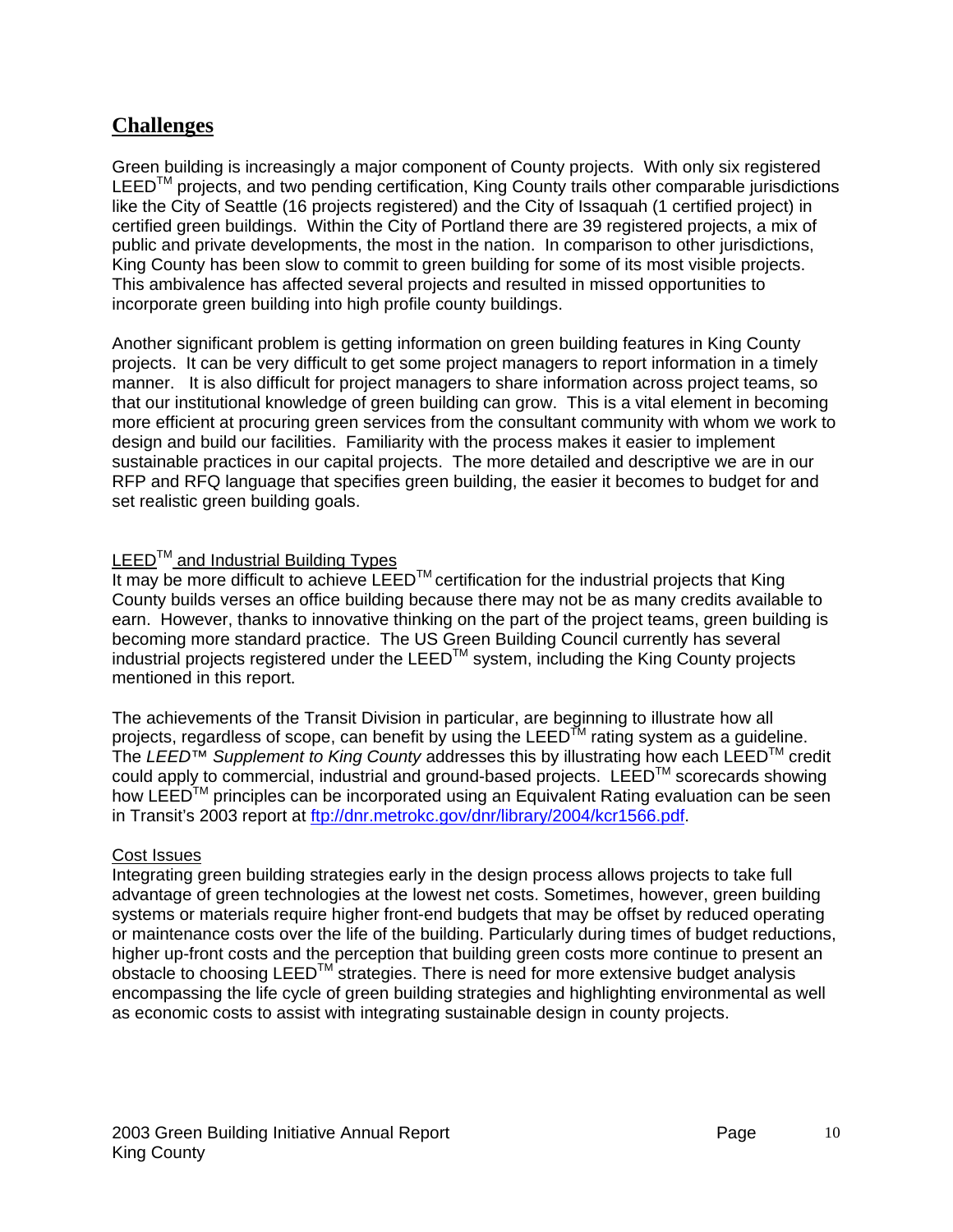## Challenges

Green building is increasingly a major component of County projects. With only six registered LEED™ projects, and two pending certification, King County trails other comparable jurisdictions like the City of Seattle (16 projects registered) and the City of Issaquah (1 certified project) in certified green buildings. Within the City of Portland there are 39 registered projects, a mix of public and private developments, the most in the nation. In comparison to other jurisdictions, King County has been slow to commit to green building for some of its most visible projects. This ambivalence has affected several projects and resulted in missed opportunities to incorporate green building into high profile county buildings.

Another significant problem is getting information on green building features in King County projects. It can be very difficult to get some project managers to report information in a timely manner. It is also difficult for project managers to share information across project teams, so that our institutional knowledge of green building can grow. This is a vital element in becoming more efficient at procuring green services from the consultant community with whom we work to design and build our facilities. Familiarity with the process makes it easier to implement sustainable practices in our capital projects. The more detailed and descriptive we are in our RFP and RFQ language that specifies green building, the easier it becomes to budget for and set realistic green building goals.

### LEED™ and Industrial Building Types

It may be more difficult to achieve LEED™ certification for the industrial projects that King County builds verses an office building because there may not be as many credits available to earn. However, thanks to innovative thinking on the part of the project teams, green building is becoming more standard practice. The US Green Building Council currently has several industrial projects registered under the LEED™ system, including the King County projects mentioned in this report.

The achievements of the Transit Division in particular, are beginning to illustrate how all projects, regardless of scope, can benefit by using the LEED™ rating system as a guideline. The *LEED™ Supplement to King County* addresses this by illustrating how each LEED™ credit could apply to commercial, industrial and ground-based projects. LEED™ scorecards showing how LEED™ principles can be incorporated using an Equivalent Rating evaluation can be seen in Transit's 2003 report at ftp://dnr.metrokc.gov/dnr/library/2004/kcr1566.pdf.

### Cost Issues

Integrating green building strategies early in the design process allows projects to take full advantage of green technologies at the lowest net costs. Sometimes, however, green building systems or materials require higher front-end budgets that may be offset by reduced operating or maintenance costs over the life of the building. Particularly during times of budget reductions, higher up-front costs and the perception that building green costs more continue to present an obstacle to choosing LEED™ strategies. There is need for more extensive budget analysis encompassing the life cycle of green building strategies and highlighting environmental as well as economic costs to assist with integrating sustainable design in county projects.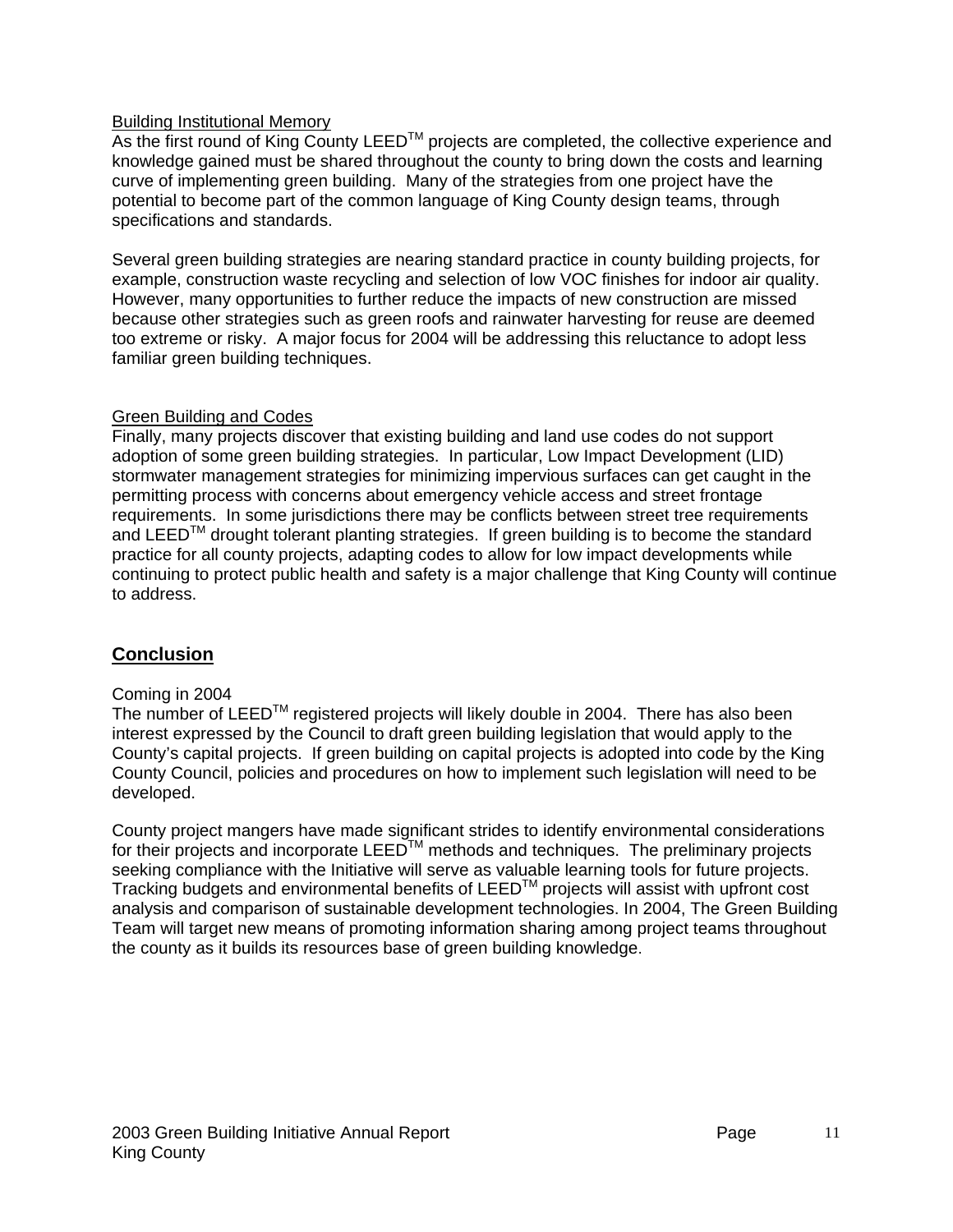Building Institutional Memory

As the first round of King County LEED™ projects are completed, the collective experience and knowledge gained must be shared throughout the county to bring down the costs and learning curve of implementing green building. Many of the strategies from one project have the potential to become part of the common language of King County design teams, through specifications and standards.

Several green building strategies are nearing standard practice in county building projects, for example, construction waste recycling and selection of low VOC finishes for indoor air quality. However, many opportunities to further reduce the impacts of new construction are missed because other strategies such as green roofs and rainwater harvesting for reuse are deemed too extreme or risky. A major focus for 2004 will be addressing this reluctance to adopt less familiar green building techniques.

Green Building and Codes

Finally, many projects discover that existing building and land use codes do not support adoption of some green building strategies. In particular, Low Impact Development (LID) stormwater management strategies for minimizing impervious surfaces can get caught in the permitting process with concerns about emergency vehicle access and street frontage requirements. In some jurisdictions there may be conflicts between street tree requirements and LEED™ drought tolerant planting strategies. If green building is to become the standard practice for all county projects, adapting codes to allow for low impact developments while continuing to protect public health and safety is a major challenge that King County will continue to address.

## Conclusion

Coming in 2004

The number of LEED™ registered projects will likely double in 2004. There has also been interest expressed by the Council to draft green building legislation that would apply to the County's capital projects. If green building on capital projects is adopted into code by the King County Council, policies and procedures on how to implement such legislation will need to be developed.

County project mangers have made significant strides to identify environmental considerations for their projects and incorporate LEED™ methods and techniques. The preliminary projects seeking compliance with the Initiative will serve as valuable learning tools for future projects. Tracking budgets and environmental benefits of LEED™ projects will assist with upfront cost analysis and comparison of sustainable development technologies. In 2004, The Green Building Team will target new means of promoting information sharing among project teams throughout the county as it builds its resources base of green building knowledge.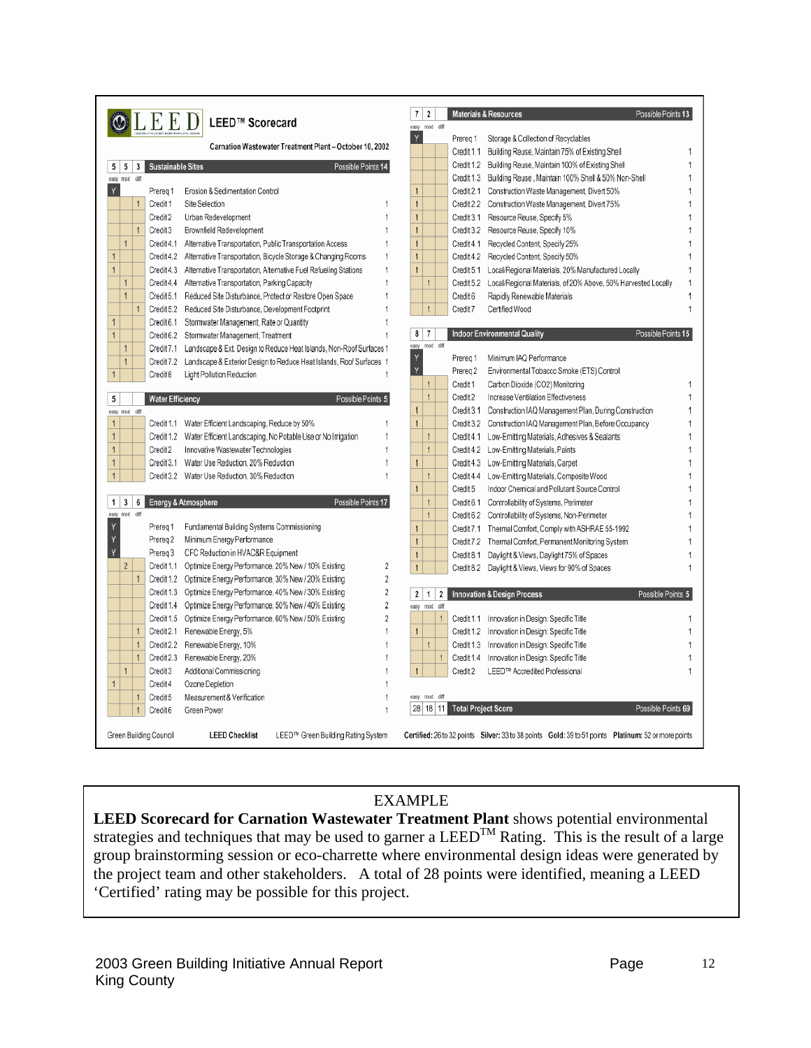# LEED™ Scorecard

**Carnation Wastewater Treatment Plant – October 10, 2002**

| Easy | Mod | Diff | Item | Sustainable Sites | Possible Points 14 |
|---|---|---|---|---|---|
| 5 | 5 | 3 | | | |
| Y | | | Prereq 1 | Erosion & Sedimentation Control | |
| | | 1 | Credit 1 | Site Selection | 1 |
| | | | Credit 2 | Urban Redevelopment | 1 |
| | | 1 | Credit 3 | Brownfield Redevelopment | 1 |
| | 1 | | Credit 4.1 | Alternative Transportation, Public Transportation Access | 1 |
| 1 | | | Credit 4.2 | Alternative Transportation, Bicycle Storage & Changing Rooms | 1 |
| 1 | | | Credit 4.3 | Alternative Transportation, Alternative Fuel Refueling Stations | 1 |
| | 1 | | Credit 4.4 | Alternative Transportation, Parking Capacity | 1 |
| | 1 | | Credit 5.1 | Reduced Site Disturbance, Protect or Restore Open Space | 1 |
| | | 1 | Credit 5.2 | Reduced Site Disturbance, Development Footprint | 1 |
| 1 | | | Credit 6.1 | Stormwater Management, Rate or Quantity | 1 |
| 1 | | | Credit 6.2 | Stormwater Management, Treatment | 1 |
| | 1 | | Credit 7.1 | Landscape & Ext. Design to Reduce Heat Islands, Non-Roof Surfaces | 1 |
| | 1 | | Credit 7.2 | Landscape & Exterior Design to Reduce Heat Islands, Roof Surfaces | 1 |
| 1 | | | Credit 8 | Light Pollution Reduction | 1 |

| Easy | Mod | Diff | Item | Water Efficiency | Possible Points 5 |
|---|---|---|---|---|---|
| 5 | | | | | |
| 1 | | | Credit 1.1 | Water Efficient Landscaping, Reduce by 50% | 1 |
| 1 | | | Credit 1.2 | Water Efficient Landscaping, No Potable Use or No Irrigation | 1 |
| 1 | | | Credit 2 | Innovative Wastewater Technologies | 1 |
| 1 | | | Credit 3.1 | Water Use Reduction, 20% Reduction | 1 |
| 1 | | | Credit 3.2 | Water Use Reduction, 30% Reduction | 1 |

| Easy | Mod | Diff | Item | Energy & Atmosphere | Possible Points 17 |
|---|---|---|---|---|---|
| 1 | 3 | 6 | | | |
| Y | | | Prereq 1 | Fundamental Building Systems Commissioning | |
| Y | | | Prereq 2 | Minimum Energy Performance | |
| Y | | | Prereq 3 | CFC Reduction in HVAC&R Equipment | |
| | 2 | | Credit 1.1 | Optimize Energy Performance, 20% New / 10% Existing | 2 |
| | | 1 | Credit 1.2 | Optimize Energy Performance, 30% New / 20% Existing | 2 |
| | | | Credit 1.3 | Optimize Energy Performance, 40% New / 30% Existing | 2 |
| | | | Credit 1.4 | Optimize Energy Performance, 50% New / 40% Existing | 2 |
| | | | Credit 1.5 | Optimize Energy Performance, 60% New / 50% Existing | 2 |
| | | 1 | Credit 2.1 | Renewable Energy, 5% | 1 |
| | | 1 | Credit 2.2 | Renewable Energy, 10% | 1 |
| | | 1 | Credit 2.3 | Renewable Energy, 20% | 1 |
| | 1 | | Credit 3 | Additional Commissioning | 1 |
| 1 | | | Credit 4 | Ozone Depletion | 1 |
| | | 1 | Credit 5 | Measurement & Verification | 1 |
| | | 1 | Credit 6 | Green Power | 1 |

| Easy | Mod | Diff | Item | Materials & Resources | Possible Points 13 |
|---|---|---|---|---|---|
| 7 | 2 | | | | |
| Y | | | Prereq 1 | Storage & Collection of Recyclables | |
| | | | Credit 1.1 | Building Reuse, Maintain 75% of Existing Shell | 1 |
| | | | Credit 1.2 | Building Reuse, Maintain 100% of Existing Shell | 1 |
| | | | Credit 1.3 | Building Reuse , Maintain 100% Shell & 50% Non-Shell | 1 |
| 1 | | | Credit 2.1 | Construction Waste Management, Divert 50% | 1 |
| 1 | | | Credit 2.2 | Construction Waste Management, Divert 75% | 1 |
| 1 | | | Credit 3.1 | Resource Reuse, Specify 5% | 1 |
| 1 | | | Credit 3.2 | Resource Reuse, Specify 10% | 1 |
| 1 | | | Credit 4.1 | Recycled Content, Specify 25% | 1 |
| 1 | | | Credit 4.2 | Recycled Content, Specify 50% | 1 |
| 1 | | | Credit 5.1 | Local/Regional Materials, 20% Manufactured Locally | 1 |
| | 1 | | Credit 5.2 | Local/Regional Materials, of 20% Above, 50% Harvested Locally | 1 |
| | | | Credit 6 | Rapidly Renewable Materials | 1 |
| | 1 | | Credit 7 | Certified Wood | 1 |

| Easy | Mod | Diff | Item | Indoor Environmental Quality | Possible Points 15 |
|---|---|---|---|---|---|
| 8 | 7 | | | | |
| Y | | | Prereq 1 | Minimum IAQ Performance | |
| Y | | | Prereq 2 | Environmental Tobacco Smoke (ETS) Control | |
| | 1 | | Credit 1 | Carbon Dioxide (CO2) Monitoring | 1 |
| | 1 | | Credit 2 | Increase Ventilation Effectiveness | 1 |
| 1 | | | Credit 3.1 | Construction IAQ Management Plan, During Construction | 1 |
| 1 | | | Credit 3.2 | Construction IAQ Management Plan, Before Occupancy | 1 |
| | 1 | | Credit 4.1 | Low-Emitting Materials, Adhesives & Sealants | 1 |
| | 1 | | Credit 4.2 | Low-Emitting Materials, Paints | 1 |
| 1 | | | Credit 4.3 | Low-Emitting Materials, Carpet | 1 |
| | 1 | | Credit 4.4 | Low-Emitting Materials, Composite Wood | 1 |
| 1 | | | Credit 5 | Indoor Chemical and Pollutant Source Control | 1 |
| | 1 | | Credit 6.1 | Controllability of Systems, Perimeter | 1 |
| | 1 | | Credit 6.2 | Controllability of Systems, Non-Perimeter | 1 |
| 1 | | | Credit 7.1 | Thermal Comfort, Comply with ASHRAE 55-1992 | 1 |
| 1 | | | Credit 7.2 | Thermal Comfort, Permanent Monitoring System | 1 |
| 1 | | | Credit 8.1 | Daylight & Views, Daylight 75% of Spaces | 1 |
| 1 | | | Credit 8.2 | Daylight & Views, Views for 90% of Spaces | 1 |

| Easy | Mod | Diff | Item | Innovation & Design Process | Possible Points 5 |
|---|---|---|---|---|---|
| 2 | 1 | 2 | | | |
| | | 1 | Credit 1.1 | Innovation in Design: Specific Title | 1 |
| 1 | | | Credit 1.2 | Innovation in Design: Specific Title | 1 |
| | 1 | | Credit 1.3 | Innovation in Design: Specific Title | 1 |
| | | 1 | Credit 1.4 | Innovation in Design: Specific Title | 1 |
| 1 | | | Credit 2 | LEED™ Accredited Professional | 1 |

| Easy | Mod | Diff | Total Project Score | Possible Points 69 |
|---|---|---|---|---|
| 28 | 18 | 11 | | |

Green Building Council — LEED Checklist — LEED™ Green Building Rating System

**Certified:** 26 to 32 points **Silver:** 33 to 38 points **Gold:** 39 to 51 points **Platinum:** 52 or more points

EXAMPLE

**LEED Scorecard for Carnation Wastewater Treatment Plant** shows potential environmental strategies and techniques that may be used to garner a LEED™ Rating. This is the result of a large group brainstorming session or eco-charrette where environmental design ideas were generated by the project team and other stakeholders. A total of 28 points were identified, meaning a LEED 'Certified' rating may be possible for this project.